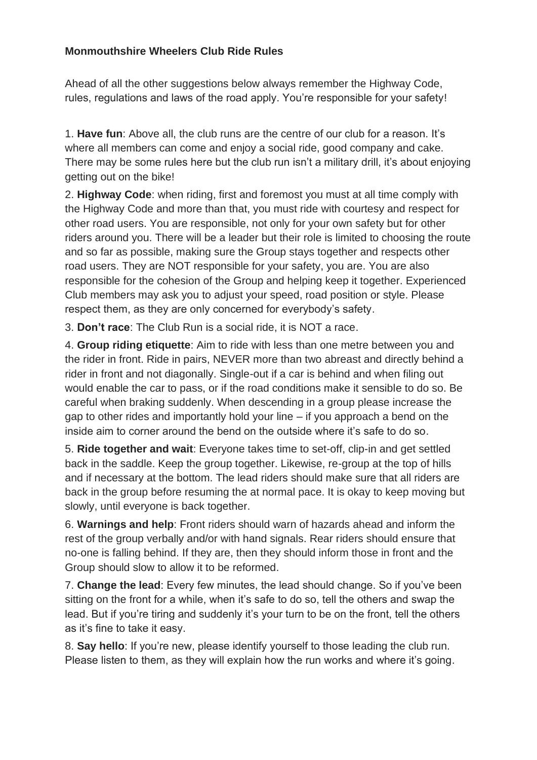**Monmouthshire Wheelers Club Ride Rules**

Ahead of all the other suggestions below always remember the Highway Code, rules, regulations and laws of the road apply. You're responsible for your safety!

1. **Have fun**: Above all, the club runs are the centre of our club for a reason. It's where all members can come and enjoy a social ride, good company and cake. There may be some rules here but the club run isn't a military drill, it's about enjoying getting out on the bike!

2. **Highway Code**: when riding, first and foremost you must at all time comply with the Highway Code and more than that, you must ride with courtesy and respect for other road users. You are responsible, not only for your own safety but for other riders around you. There will be a leader but their role is limited to choosing the route and so far as possible, making sure the Group stays together and respects other road users. They are NOT responsible for your safety, you are. You are also responsible for the cohesion of the Group and helping keep it together. Experienced Club members may ask you to adjust your speed, road position or style. Please respect them, as they are only concerned for everybody's safety.

3. **Don't race**: The Club Run is a social ride, it is NOT a race.

4. **Group riding etiquette**: Aim to ride with less than one metre between you and the rider in front. Ride in pairs, NEVER more than two abreast and directly behind a rider in front and not diagonally. Single-out if a car is behind and when filing out would enable the car to pass, or if the road conditions make it sensible to do so. Be careful when braking suddenly. When descending in a group please increase the gap to other rides and importantly hold your line – if you approach a bend on the inside aim to corner around the bend on the outside where it's safe to do so.

5. **Ride together and wait**: Everyone takes time to set-off, clip-in and get settled back in the saddle. Keep the group together. Likewise, re-group at the top of hills and if necessary at the bottom. The lead riders should make sure that all riders are back in the group before resuming the at normal pace. It is okay to keep moving but slowly, until everyone is back together.

6. **Warnings and help**: Front riders should warn of hazards ahead and inform the rest of the group verbally and/or with hand signals. Rear riders should ensure that no-one is falling behind. If they are, then they should inform those in front and the Group should slow to allow it to be reformed.

7. **Change the lead**: Every few minutes, the lead should change. So if you've been sitting on the front for a while, when it's safe to do so, tell the others and swap the lead. But if you're tiring and suddenly it's your turn to be on the front, tell the others as it's fine to take it easy.

8. **Say hello**: If you're new, please identify yourself to those leading the club run. Please listen to them, as they will explain how the run works and where it's going.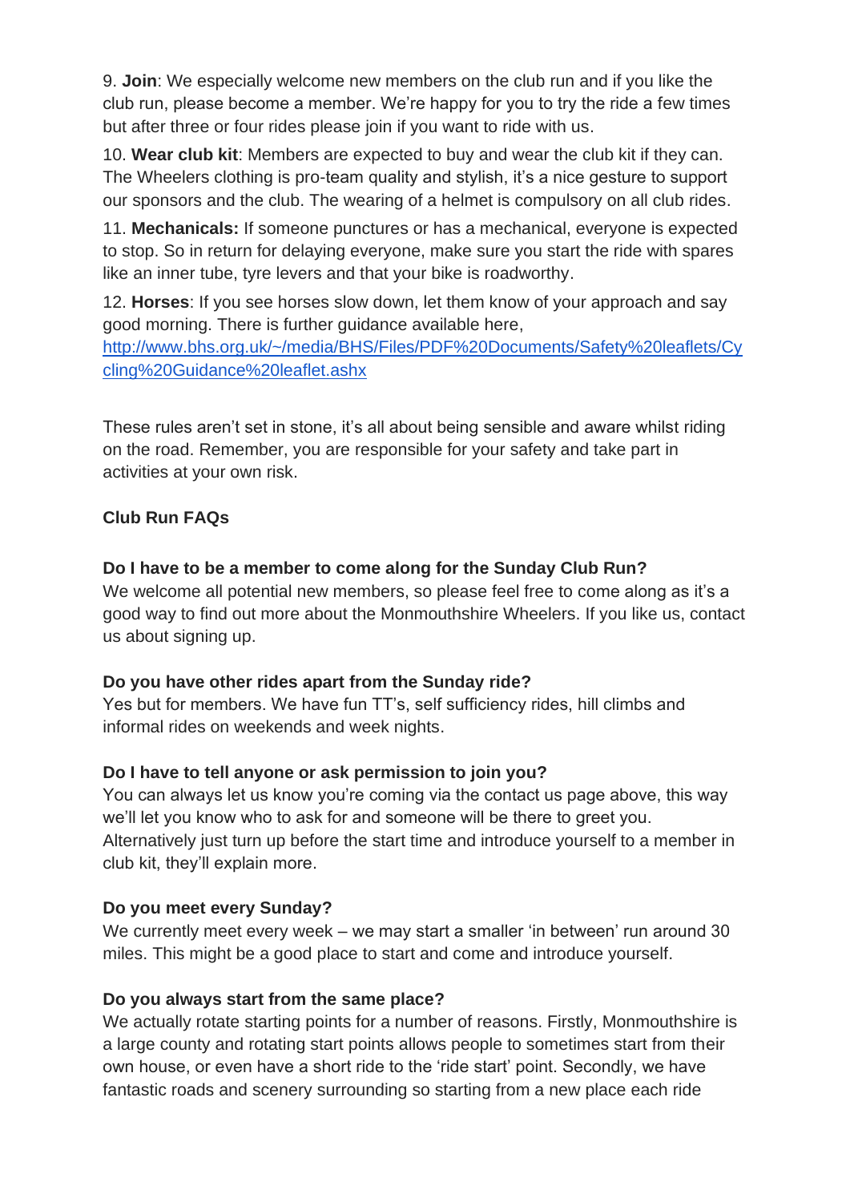9. **Join**: We especially welcome new members on the club run and if you like the club run, please become a member. We're happy for you to try the ride a few times but after three or four rides please join if you want to ride with us.

10. **Wear club kit**: Members are expected to buy and wear the club kit if they can. The Wheelers clothing is pro-team quality and stylish, it's a nice gesture to support our sponsors and the club. The wearing of a helmet is compulsory on all club rides.

11. **Mechanicals:** If someone punctures or has a mechanical, everyone is expected to stop. So in return for delaying everyone, make sure you start the ride with spares like an inner tube, tyre levers and that your bike is roadworthy.

12. **Horses**: If you see horses slow down, let them know of your approach and say good morning. There is further guidance available here, http://www.bhs.org.uk/~/media/BHS/Files/PDF%20Documents/Safety%20leaflets/Cycling%20Guidance%20leaflet.ashx

These rules aren't set in stone, it's all about being sensible and aware whilst riding on the road. Remember, you are responsible for your safety and take part in activities at your own risk.

**Club Run FAQs**

**Do I have to be a member to come along for the Sunday Club Run?**

We welcome all potential new members, so please feel free to come along as it's a good way to find out more about the Monmouthshire Wheelers. If you like us, contact us about signing up.

**Do you have other rides apart from the Sunday ride?**

Yes but for members. We have fun TT's, self sufficiency rides, hill climbs and informal rides on weekends and week nights.

**Do I have to tell anyone or ask permission to join you?**

You can always let us know you're coming via the contact us page above, this way we'll let you know who to ask for and someone will be there to greet you. Alternatively just turn up before the start time and introduce yourself to a member in club kit, they'll explain more.

**Do you meet every Sunday?**

We currently meet every week – we may start a smaller 'in between' run around 30 miles. This might be a good place to start and come and introduce yourself.

**Do you always start from the same place?**

We actually rotate starting points for a number of reasons. Firstly, Monmouthshire is a large county and rotating start points allows people to sometimes start from their own house, or even have a short ride to the 'ride start' point. Secondly, we have fantastic roads and scenery surrounding so starting from a new place each ride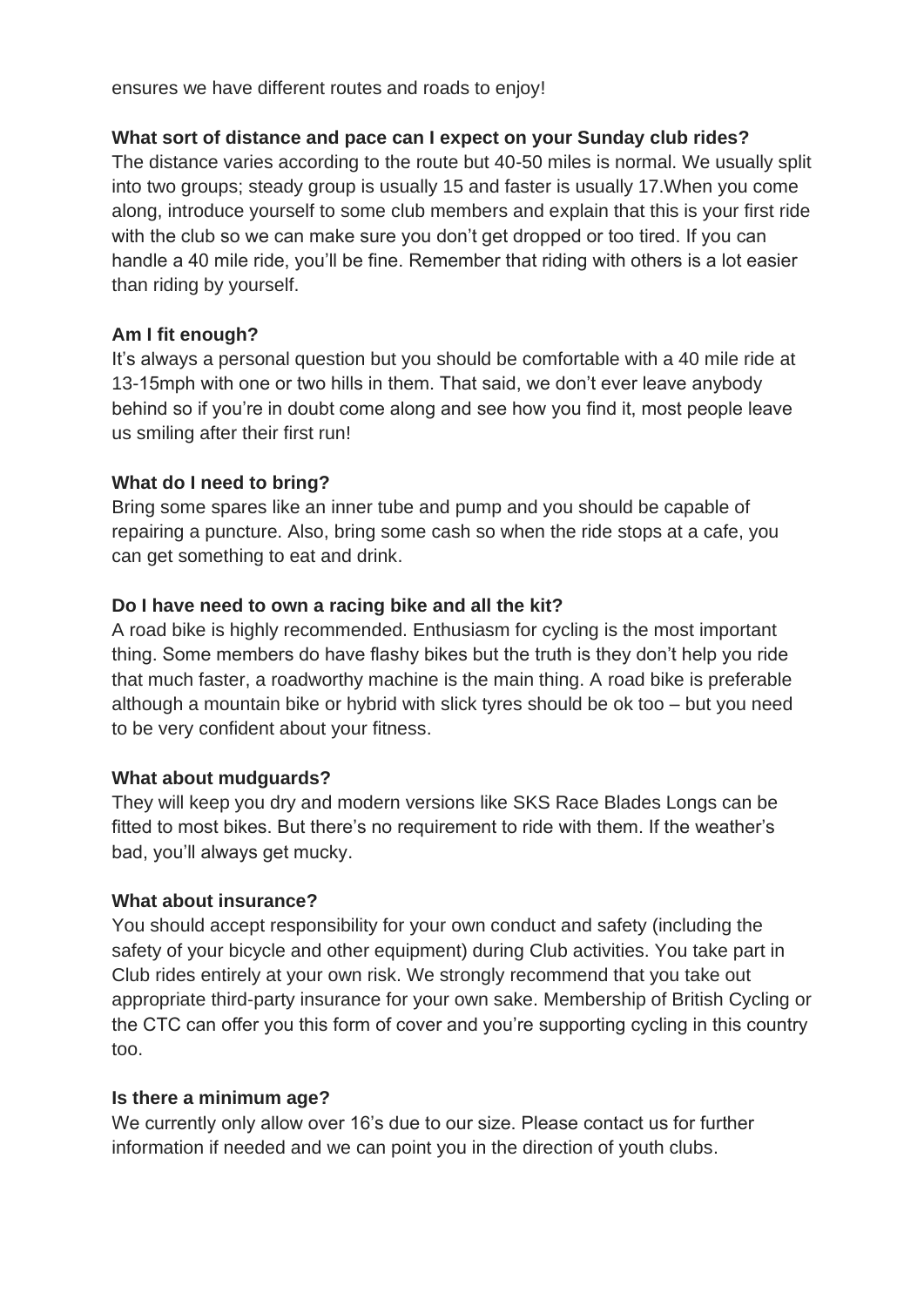ensures we have different routes and roads to enjoy!

**What sort of distance and pace can I expect on your Sunday club rides?**

The distance varies according to the route but 40-50 miles is normal. We usually split into two groups; steady group is usually 15 and faster is usually 17.When you come along, introduce yourself to some club members and explain that this is your first ride with the club so we can make sure you don't get dropped or too tired. If you can handle a 40 mile ride, you'll be fine. Remember that riding with others is a lot easier than riding by yourself.

**Am I fit enough?**

It's always a personal question but you should be comfortable with a 40 mile ride at 13-15mph with one or two hills in them. That said, we don't ever leave anybody behind so if you're in doubt come along and see how you find it, most people leave us smiling after their first run!

**What do I need to bring?**

Bring some spares like an inner tube and pump and you should be capable of repairing a puncture. Also, bring some cash so when the ride stops at a cafe, you can get something to eat and drink.

**Do I have need to own a racing bike and all the kit?**

A road bike is highly recommended. Enthusiasm for cycling is the most important thing. Some members do have flashy bikes but the truth is they don't help you ride that much faster, a roadworthy machine is the main thing. A road bike is preferable although a mountain bike or hybrid with slick tyres should be ok too – but you need to be very confident about your fitness.

**What about mudguards?**

They will keep you dry and modern versions like SKS Race Blades Longs can be fitted to most bikes. But there's no requirement to ride with them. If the weather's bad, you'll always get mucky.

**What about insurance?**

You should accept responsibility for your own conduct and safety (including the safety of your bicycle and other equipment) during Club activities. You take part in Club rides entirely at your own risk. We strongly recommend that you take out appropriate third-party insurance for your own sake. Membership of British Cycling or the CTC can offer you this form of cover and you're supporting cycling in this country too.

**Is there a minimum age?**

We currently only allow over 16's due to our size. Please contact us for further information if needed and we can point you in the direction of youth clubs.